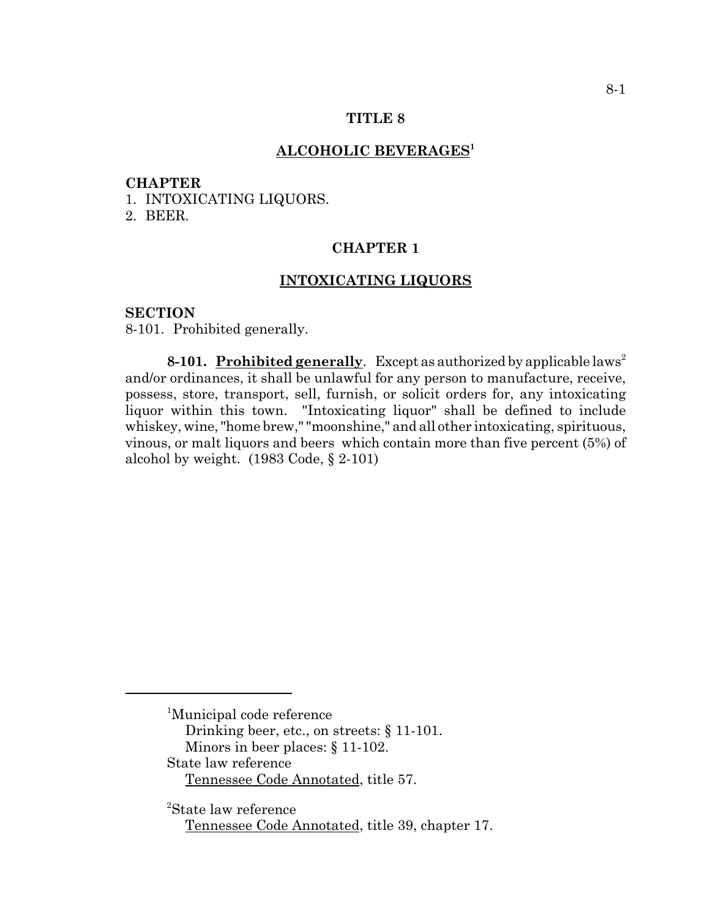# TITLE 8

## ALCOHOLIC BEVERAGES[1]

**CHAPTER**
1. INTOXICATING LIQUORS.
2. BEER.

## CHAPTER 1

## INTOXICATING LIQUORS

**SECTION**
8-101. Prohibited generally.

**8-101. Prohibited generally**. Except as authorized by applicable laws[2] and/or ordinances, it shall be unlawful for any person to manufacture, receive, possess, store, transport, sell, furnish, or solicit orders for, any intoxicating liquor within this town. "Intoxicating liquor" shall be defined to include whiskey, wine, "home brew," "moonshine," and all other intoxicating, spirituous, vinous, or malt liquors and beers which contain more than five percent (5%) of alcohol by weight. (1983 Code, § 2-101)

---

[1]Municipal code reference
Drinking beer, etc., on streets: § 11-101.
Minors in beer places: § 11-102.
State law reference
Tennessee Code Annotated, title 57.

[2]State law reference
Tennessee Code Annotated, title 39, chapter 17.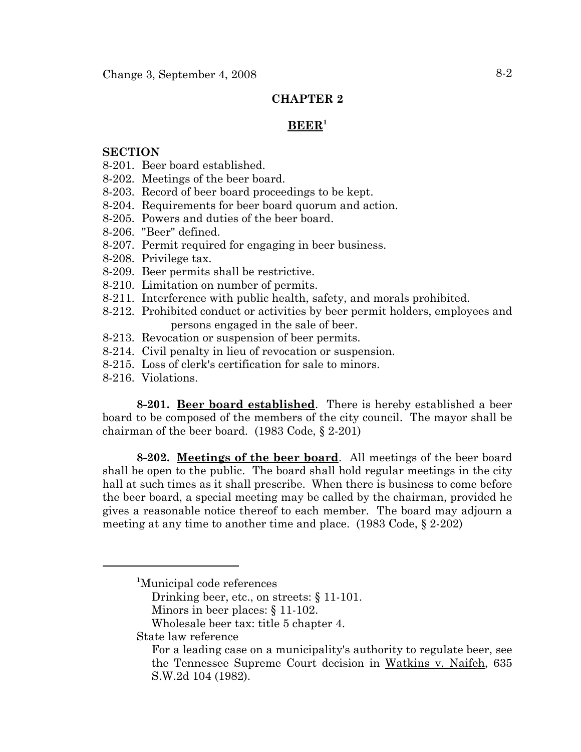## CHAPTER 2

## BEER[1]

**SECTION**

8-201. Beer board established.
8-202. Meetings of the beer board.
8-203. Record of beer board proceedings to be kept.
8-204. Requirements for beer board quorum and action.
8-205. Powers and duties of the beer board.
8-206. "Beer" defined.
8-207. Permit required for engaging in beer business.
8-208. Privilege tax.
8-209. Beer permits shall be restrictive.
8-210. Limitation on number of permits.
8-211. Interference with public health, safety, and morals prohibited.
8-212. Prohibited conduct or activities by beer permit holders, employees and persons engaged in the sale of beer.
8-213. Revocation or suspension of beer permits.
8-214. Civil penalty in lieu of revocation or suspension.
8-215. Loss of clerk's certification for sale to minors.
8-216. Violations.

**8-201. Beer board established**. There is hereby established a beer board to be composed of the members of the city council. The mayor shall be chairman of the beer board. (1983 Code, § 2-201)

**8-202. Meetings of the beer board**. All meetings of the beer board shall be open to the public. The board shall hold regular meetings in the city hall at such times as it shall prescribe. When there is business to come before the beer board, a special meeting may be called by the chairman, provided he gives a reasonable notice thereof to each member. The board may adjourn a meeting at any time to another time and place. (1983 Code, § 2-202)

---

[1]Municipal code references
Drinking beer, etc., on streets: § 11-101.
Minors in beer places: § 11-102.
Wholesale beer tax: title 5 chapter 4.
State law reference
For a leading case on a municipality's authority to regulate beer, see the Tennessee Supreme Court decision in Watkins v. Naifeh, 635 S.W.2d 104 (1982).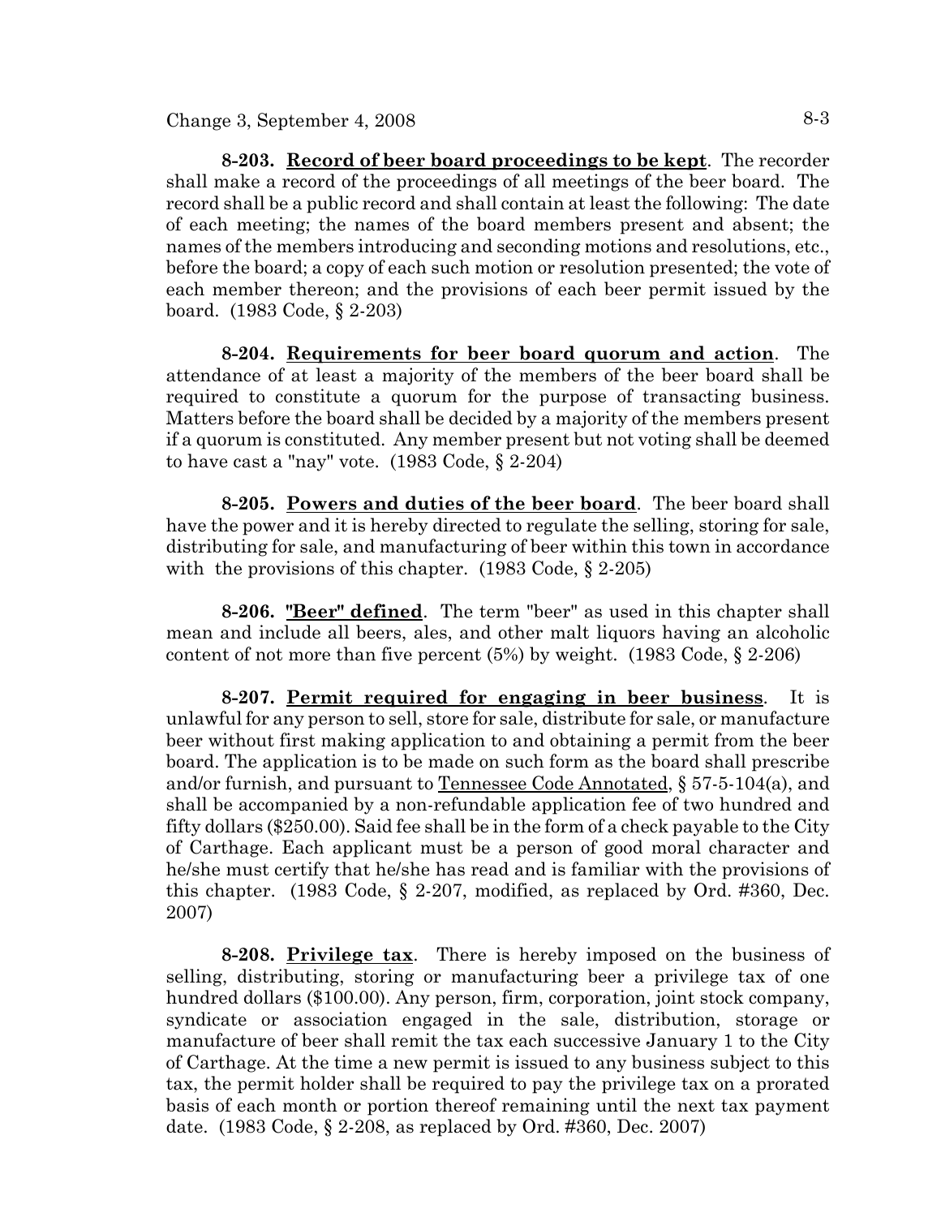**8-203. Record of beer board proceedings to be kept**. The recorder shall make a record of the proceedings of all meetings of the beer board. The record shall be a public record and shall contain at least the following: The date of each meeting; the names of the board members present and absent; the names of the members introducing and seconding motions and resolutions, etc., before the board; a copy of each such motion or resolution presented; the vote of each member thereon; and the provisions of each beer permit issued by the board. (1983 Code, § 2-203)

**8-204. Requirements for beer board quorum and action**. The attendance of at least a majority of the members of the beer board shall be required to constitute a quorum for the purpose of transacting business. Matters before the board shall be decided by a majority of the members present if a quorum is constituted. Any member present but not voting shall be deemed to have cast a "nay" vote. (1983 Code, § 2-204)

**8-205. Powers and duties of the beer board**. The beer board shall have the power and it is hereby directed to regulate the selling, storing for sale, distributing for sale, and manufacturing of beer within this town in accordance with the provisions of this chapter. (1983 Code, § 2-205)

**8-206. "Beer" defined**. The term "beer" as used in this chapter shall mean and include all beers, ales, and other malt liquors having an alcoholic content of not more than five percent (5%) by weight. (1983 Code, § 2-206)

**8-207. Permit required for engaging in beer business**. It is unlawful for any person to sell, store for sale, distribute for sale, or manufacture beer without first making application to and obtaining a permit from the beer board. The application is to be made on such form as the board shall prescribe and/or furnish, and pursuant to Tennessee Code Annotated, § 57-5-104(a), and shall be accompanied by a non-refundable application fee of two hundred and fifty dollars ($250.00). Said fee shall be in the form of a check payable to the City of Carthage. Each applicant must be a person of good moral character and he/she must certify that he/she has read and is familiar with the provisions of this chapter. (1983 Code, § 2-207, modified, as replaced by Ord. #360, Dec. 2007)

**8-208. Privilege tax**. There is hereby imposed on the business of selling, distributing, storing or manufacturing beer a privilege tax of one hundred dollars ($100.00). Any person, firm, corporation, joint stock company, syndicate or association engaged in the sale, distribution, storage or manufacture of beer shall remit the tax each successive January 1 to the City of Carthage. At the time a new permit is issued to any business subject to this tax, the permit holder shall be required to pay the privilege tax on a prorated basis of each month or portion thereof remaining until the next tax payment date. (1983 Code, § 2-208, as replaced by Ord. #360, Dec. 2007)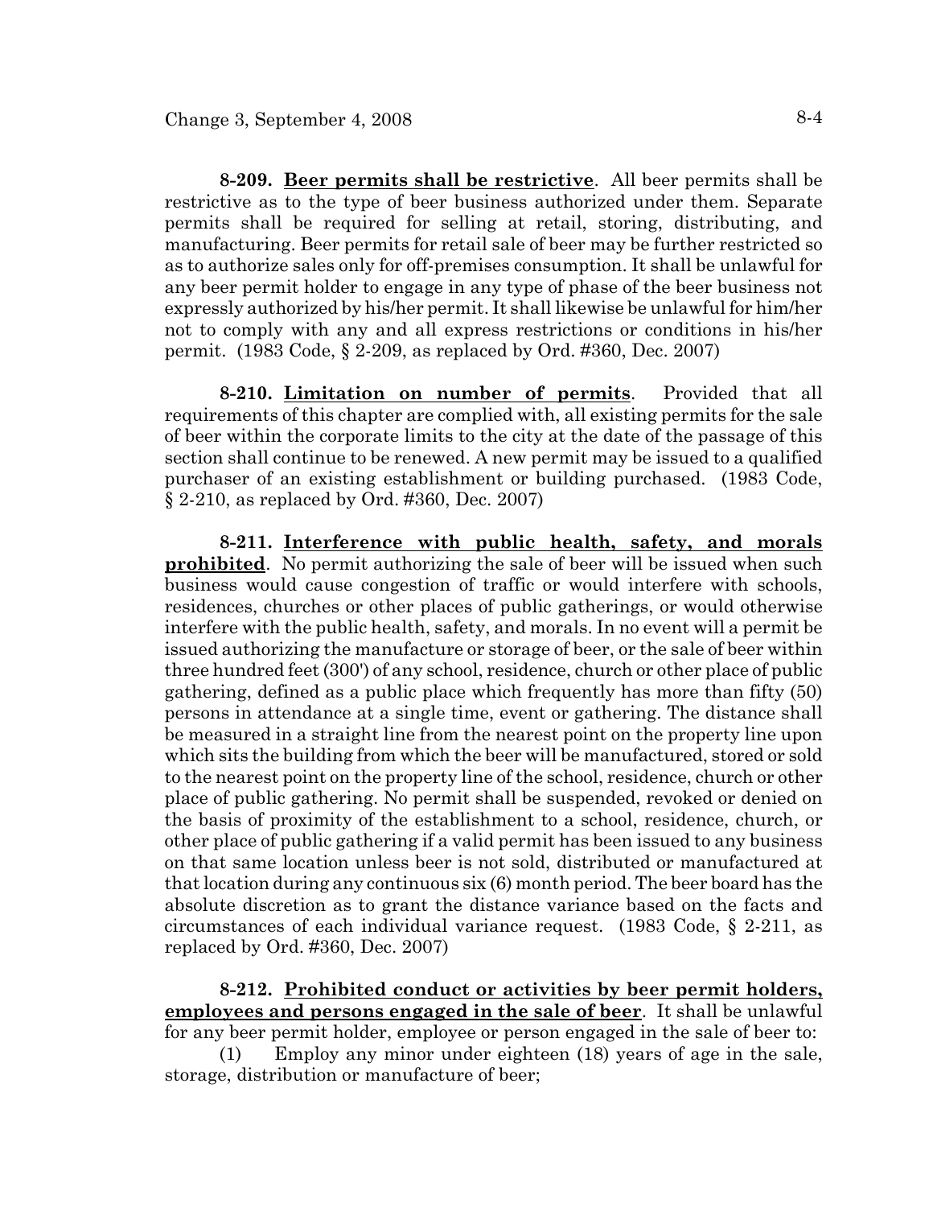**8-209. Beer permits shall be restrictive**. All beer permits shall be restrictive as to the type of beer business authorized under them. Separate permits shall be required for selling at retail, storing, distributing, and manufacturing. Beer permits for retail sale of beer may be further restricted so as to authorize sales only for off-premises consumption. It shall be unlawful for any beer permit holder to engage in any type of phase of the beer business not expressly authorized by his/her permit. It shall likewise be unlawful for him/her not to comply with any and all express restrictions or conditions in his/her permit. (1983 Code, § 2-209, as replaced by Ord. #360, Dec. 2007)

**8-210. Limitation on number of permits**. Provided that all requirements of this chapter are complied with, all existing permits for the sale of beer within the corporate limits to the city at the date of the passage of this section shall continue to be renewed. A new permit may be issued to a qualified purchaser of an existing establishment or building purchased. (1983 Code, § 2-210, as replaced by Ord. #360, Dec. 2007)

**8-211. Interference with public health, safety, and morals prohibited**. No permit authorizing the sale of beer will be issued when such business would cause congestion of traffic or would interfere with schools, residences, churches or other places of public gatherings, or would otherwise interfere with the public health, safety, and morals. In no event will a permit be issued authorizing the manufacture or storage of beer, or the sale of beer within three hundred feet (300') of any school, residence, church or other place of public gathering, defined as a public place which frequently has more than fifty (50) persons in attendance at a single time, event or gathering. The distance shall be measured in a straight line from the nearest point on the property line upon which sits the building from which the beer will be manufactured, stored or sold to the nearest point on the property line of the school, residence, church or other place of public gathering. No permit shall be suspended, revoked or denied on the basis of proximity of the establishment to a school, residence, church, or other place of public gathering if a valid permit has been issued to any business on that same location unless beer is not sold, distributed or manufactured at that location during any continuous six (6) month period. The beer board has the absolute discretion as to grant the distance variance based on the facts and circumstances of each individual variance request. (1983 Code, § 2-211, as replaced by Ord. #360, Dec. 2007)

**8-212. Prohibited conduct or activities by beer permit holders, employees and persons engaged in the sale of beer**. It shall be unlawful for any beer permit holder, employee or person engaged in the sale of beer to:

(1) Employ any minor under eighteen (18) years of age in the sale, storage, distribution or manufacture of beer;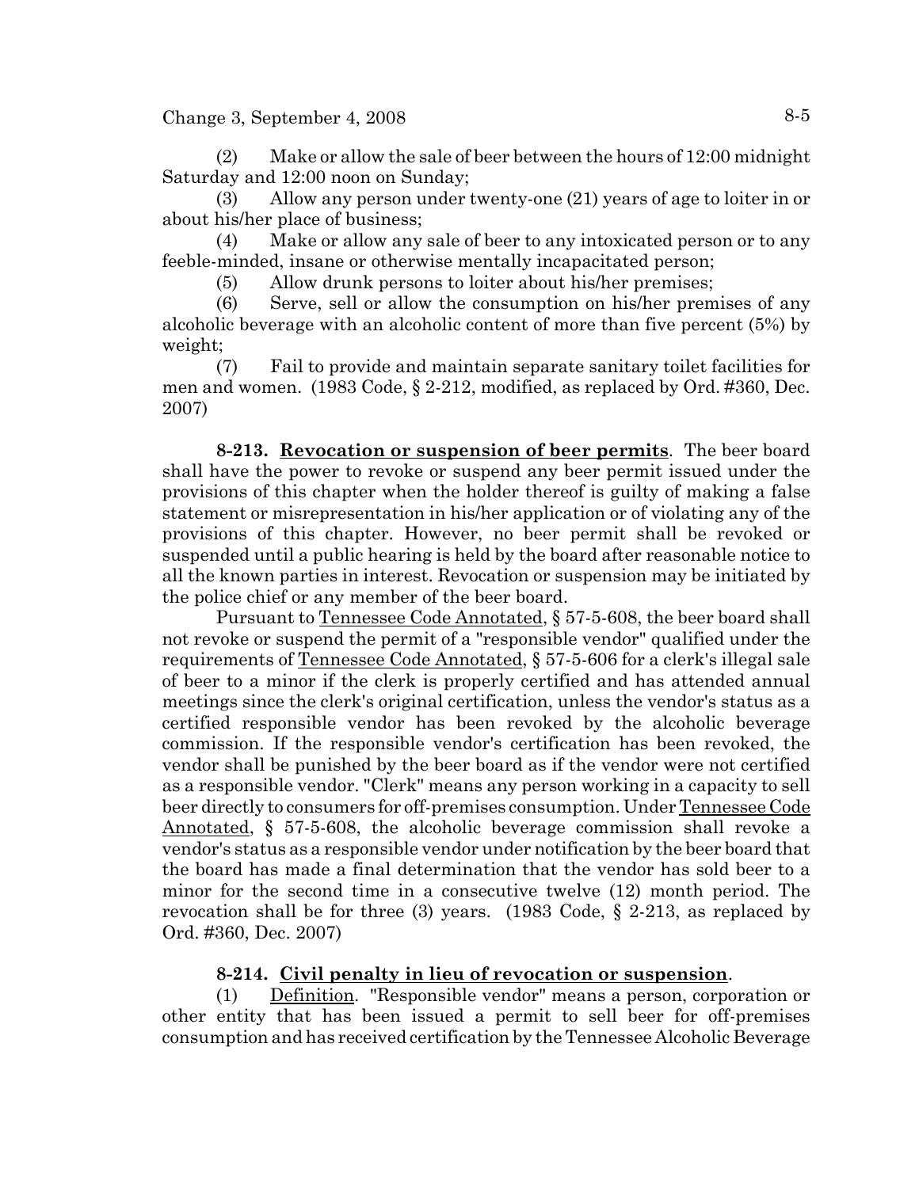(2) Make or allow the sale of beer between the hours of 12:00 midnight Saturday and 12:00 noon on Sunday;

(3) Allow any person under twenty-one (21) years of age to loiter in or about his/her place of business;

(4) Make or allow any sale of beer to any intoxicated person or to any feeble-minded, insane or otherwise mentally incapacitated person;

(5) Allow drunk persons to loiter about his/her premises;

(6) Serve, sell or allow the consumption on his/her premises of any alcoholic beverage with an alcoholic content of more than five percent (5%) by weight;

(7) Fail to provide and maintain separate sanitary toilet facilities for men and women. (1983 Code, § 2-212, modified, as replaced by Ord. #360, Dec. 2007)

**8-213. Revocation or suspension of beer permits**. The beer board shall have the power to revoke or suspend any beer permit issued under the provisions of this chapter when the holder thereof is guilty of making a false statement or misrepresentation in his/her application or of violating any of the provisions of this chapter. However, no beer permit shall be revoked or suspended until a public hearing is held by the board after reasonable notice to all the known parties in interest. Revocation or suspension may be initiated by the police chief or any member of the beer board.

Pursuant to Tennessee Code Annotated, § 57-5-608, the beer board shall not revoke or suspend the permit of a "responsible vendor" qualified under the requirements of Tennessee Code Annotated, § 57-5-606 for a clerk's illegal sale of beer to a minor if the clerk is properly certified and has attended annual meetings since the clerk's original certification, unless the vendor's status as a certified responsible vendor has been revoked by the alcoholic beverage commission. If the responsible vendor's certification has been revoked, the vendor shall be punished by the beer board as if the vendor were not certified as a responsible vendor. "Clerk" means any person working in a capacity to sell beer directly to consumers for off-premises consumption. Under Tennessee Code Annotated, § 57-5-608, the alcoholic beverage commission shall revoke a vendor's status as a responsible vendor under notification by the beer board that the board has made a final determination that the vendor has sold beer to a minor for the second time in a consecutive twelve (12) month period. The revocation shall be for three (3) years. (1983 Code, § 2-213, as replaced by Ord. #360, Dec. 2007)

**8-214. Civil penalty in lieu of revocation or suspension**.

(1) Definition. "Responsible vendor" means a person, corporation or other entity that has been issued a permit to sell beer for off-premises consumption and has received certification by the Tennessee Alcoholic Beverage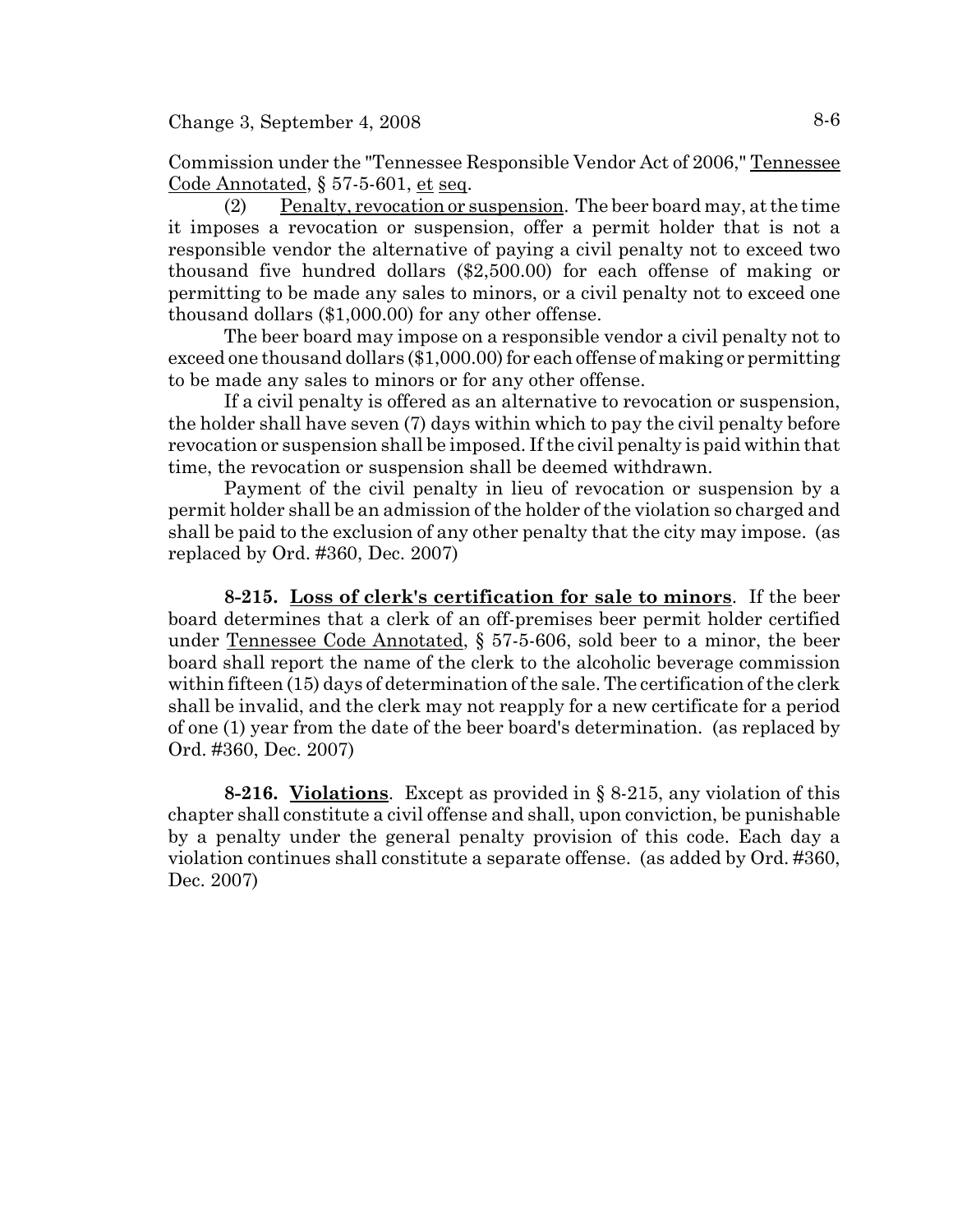Commission under the "Tennessee Responsible Vendor Act of 2006," Tennessee Code Annotated, § 57-5-601, et seq.

(2) Penalty, revocation or suspension. The beer board may, at the time it imposes a revocation or suspension, offer a permit holder that is not a responsible vendor the alternative of paying a civil penalty not to exceed two thousand five hundred dollars ($2,500.00) for each offense of making or permitting to be made any sales to minors, or a civil penalty not to exceed one thousand dollars ($1,000.00) for any other offense.

The beer board may impose on a responsible vendor a civil penalty not to exceed one thousand dollars ($1,000.00) for each offense of making or permitting to be made any sales to minors or for any other offense.

If a civil penalty is offered as an alternative to revocation or suspension, the holder shall have seven (7) days within which to pay the civil penalty before revocation or suspension shall be imposed. If the civil penalty is paid within that time, the revocation or suspension shall be deemed withdrawn.

Payment of the civil penalty in lieu of revocation or suspension by a permit holder shall be an admission of the holder of the violation so charged and shall be paid to the exclusion of any other penalty that the city may impose. (as replaced by Ord. #360, Dec. 2007)

**8-215. Loss of clerk's certification for sale to minors**. If the beer board determines that a clerk of an off-premises beer permit holder certified under Tennessee Code Annotated, § 57-5-606, sold beer to a minor, the beer board shall report the name of the clerk to the alcoholic beverage commission within fifteen (15) days of determination of the sale. The certification of the clerk shall be invalid, and the clerk may not reapply for a new certificate for a period of one (1) year from the date of the beer board's determination. (as replaced by Ord. #360, Dec. 2007)

**8-216. Violations**. Except as provided in § 8-215, any violation of this chapter shall constitute a civil offense and shall, upon conviction, be punishable by a penalty under the general penalty provision of this code. Each day a violation continues shall constitute a separate offense. (as added by Ord. #360, Dec. 2007)